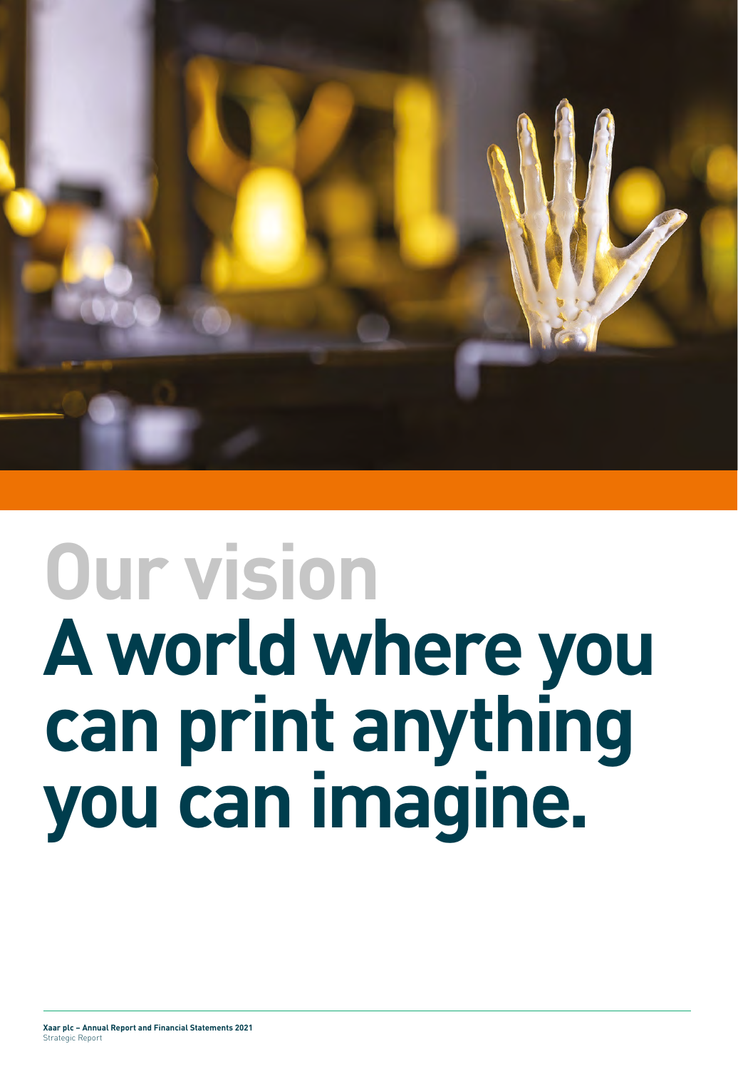# Our vision

# A world where you can print anything you can imagine.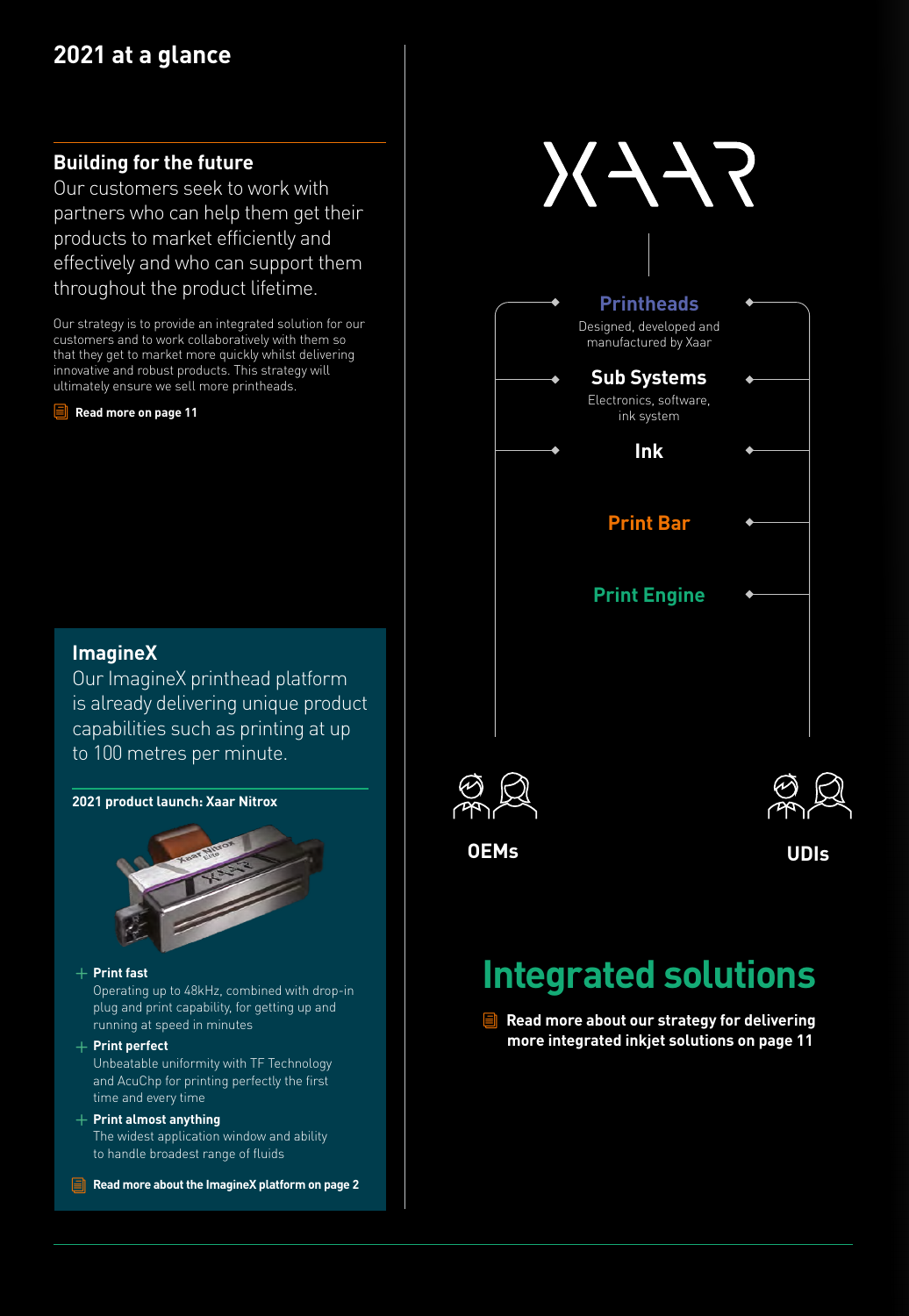# 2021 at a glance

## Building for the future

Our customers seek to work with partners who can help them get their products to market efficiently and effectively and who can support them throughout the product lifetime.

Our strategy is to provide an integrated solution for our customers and to work collaboratively with them so that they get to market more quickly whilst delivering innovative and robust products. This strategy will ultimately ensure we sell more printheads.

**Read more on page 11**

## ImagineX

Our ImagineX printhead platform is already delivering unique product capabilities such as printing at up to 100 metres per minute.

**2021 product launch: Xaar Nitrox**

- **Print fast**
  Operating up to 48kHz, combined with drop-in plug and print capability, for getting up and running at speed in minutes
- **Print perfect**
  Unbeatable uniformity with TF Technology and AcuChp for printing perfectly the first time and every time
- **Print almost anything**
  The widest application window and ability to handle broadest range of fluids

**Read more about the ImagineX platform on page 2**

XAAR

**Printheads**
Designed, developed and manufactured by Xaar

**Sub Systems**
Electronics, software, ink system

**Ink**

**Print Bar**

**Print Engine**

**OEMs**

**UDIs**

## Integrated solutions

**Read more about our strategy for delivering more integrated inkjet solutions on page 11**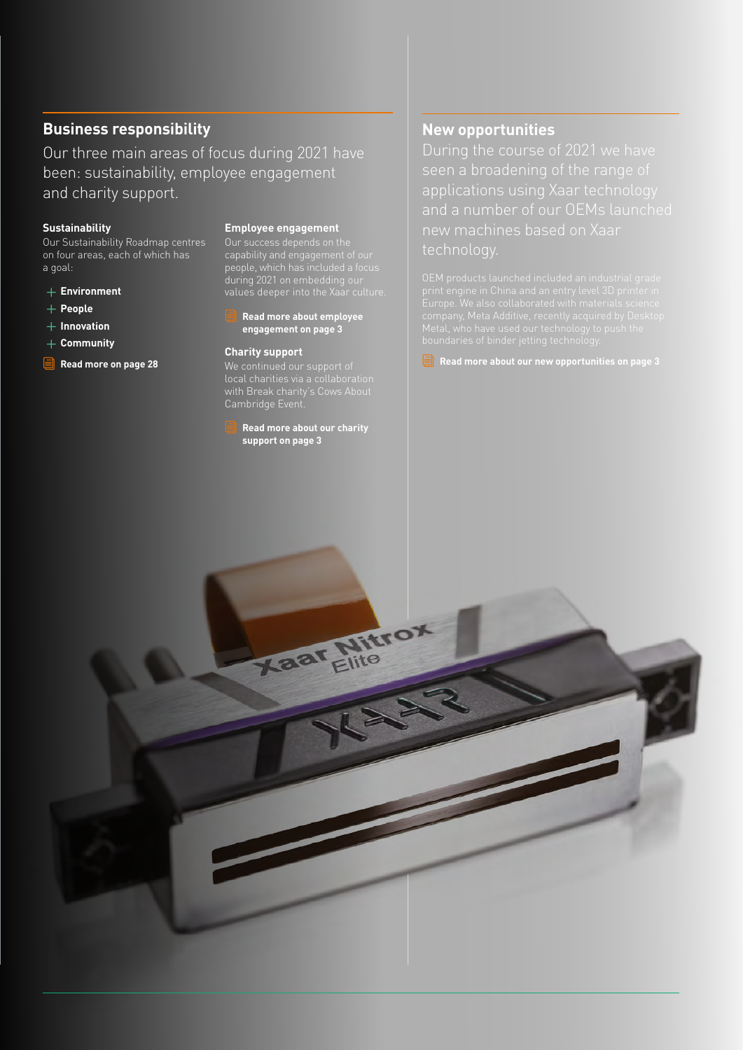## Business responsibility

Our three main areas of focus during 2021 have been: sustainability, employee engagement and charity support.

### Sustainability

Our Sustainability Roadmap centres on four areas, each of which has a goal:

- **Environment**
- **People**
- **Innovation**
- **Community**

**Read more on page 28**

### Employee engagement

Our success depends on the capability and engagement of our people, which has included a focus during 2021 on embedding our values deeper into the Xaar culture.

**Read more about employee engagement on page 3**

### Charity support

We continued our support of local charities via a collaboration with Break charity's Cows About Cambridge Event.

**Read more about our charity support on page 3**

## New opportunities

During the course of 2021 we have seen a broadening of the range of applications using Xaar technology and a number of our OEMs launched new machines based on Xaar technology.

OEM products launched included an industrial grade print engine in China and an entry level 3D printer in Europe. We also collaborated with materials science company, Meta Additive, recently acquired by Desktop Metal, who have used our technology to push the boundaries of binder jetting technology.

**Read more about our new opportunities on page 3**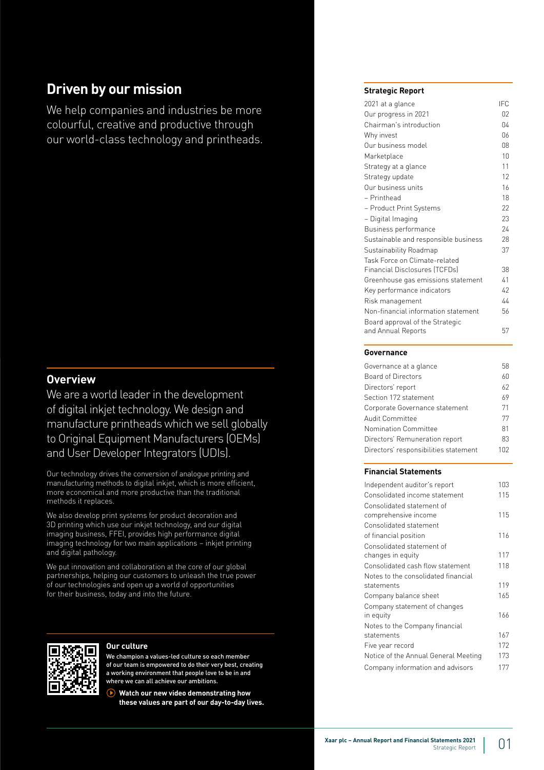## Driven by our mission

We help companies and industries be more colourful, creative and productive through our world-class technology and printheads.

## Overview

We are a world leader in the development of digital inkjet technology. We design and manufacture printheads which we sell globally to Original Equipment Manufacturers (OEMs) and User Developer Integrators (UDIs).

Our technology drives the conversion of analogue printing and manufacturing methods to digital inkjet, which is more efficient, more economical and more productive than the traditional methods it replaces.

We also develop print systems for product decoration and 3D printing which use our inkjet technology, and our digital imaging business, FFEI, provides high performance digital imaging technology for two main applications – inkjet printing and digital pathology.

We put innovation and collaboration at the core of our global partnerships, helping our customers to unleash the true power of our technologies and open up a world of opportunities for their business, today and into the future.

### Our culture

**We champion a values-led culture so each member of our team is empowered to do their very best, creating a working environment that people love to be in and where we can all achieve our ambitions.**

**Watch our new video demonstrating how these values are part of our day-to-day lives.**

### Strategic Report

| | |
|---|---|
| 2021 at a glance | IFC |
| Our progress in 2021 | 02 |
| Chairman's introduction | 04 |
| Why invest | 06 |
| Our business model | 08 |
| Marketplace | 10 |
| Strategy at a glance | 11 |
| Strategy update | 12 |
| Our business units | 16 |
| – Printhead | 18 |
| – Product Print Systems | 22 |
| – Digital Imaging | 23 |
| Business performance | 24 |
| Sustainable and responsible business | 28 |
| Sustainability Roadmap | 37 |
| Task Force on Climate-related Financial Disclosures (TCFDs) | 38 |
| Greenhouse gas emissions statement | 41 |
| Key performance indicators | 42 |
| Risk management | 44 |
| Non-financial information statement | 56 |
| Board approval of the Strategic and Annual Reports | 57 |

### Governance

| | |
|---|---|
| Governance at a glance | 58 |
| Board of Directors | 60 |
| Directors' report | 62 |
| Section 172 statement | 69 |
| Corporate Governance statement | 71 |
| Audit Committee | 77 |
| Nomination Committee | 81 |
| Directors' Remuneration report | 83 |
| Directors' responsibilities statement | 102 |

### Financial Statements

| | |
|---|---|
| Independent auditor's report | 103 |
| Consolidated income statement | 115 |
| Consolidated statement of comprehensive income | 115 |
| Consolidated statement of financial position | 116 |
| Consolidated statement of changes in equity | 117 |
| Consolidated cash flow statement | 118 |
| Notes to the consolidated financial statements | 119 |
| Company balance sheet | 165 |
| Company statement of changes in equity | 166 |
| Notes to the Company financial statements | 167 |
| Five year record | 172 |
| Notice of the Annual General Meeting | 173 |
| Company information and advisors | 177 |